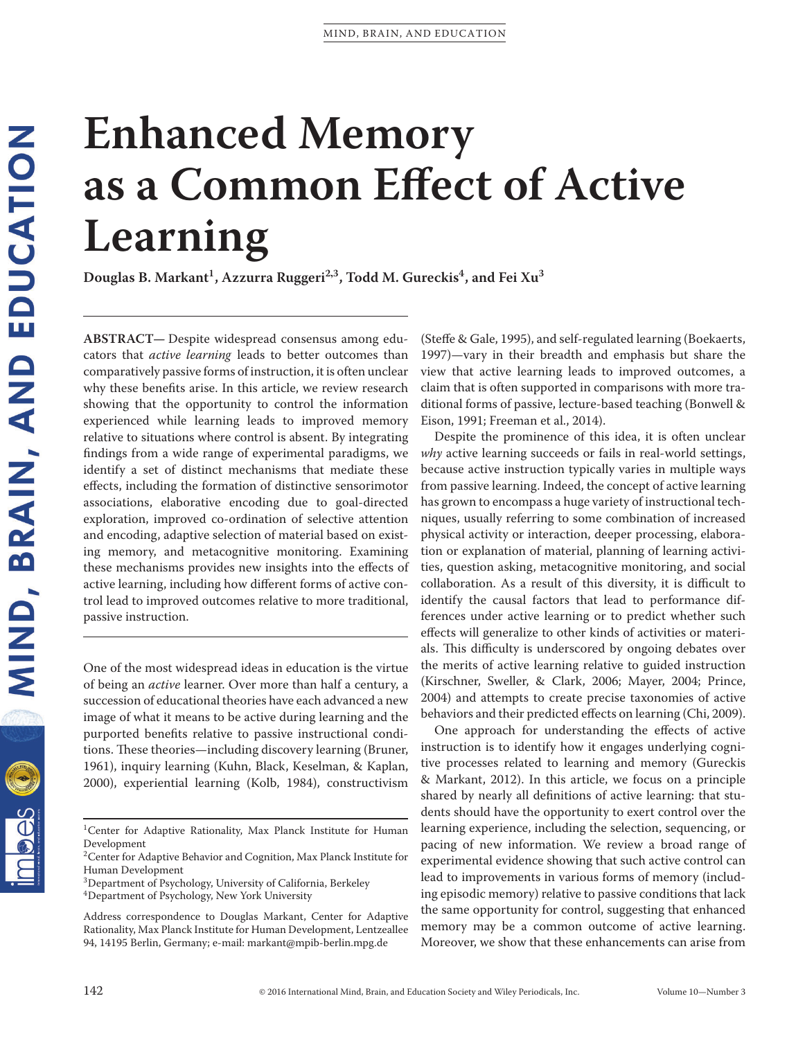# Enhanced Memory as a Common Effect of Active Learning

**Douglas B. Markant[1], Azzurra Ruggeri[2,3], Todd M. Gureckis[4], and Fei Xu[3]**

**ABSTRACT**— Despite widespread consensus among educators that *active learning* leads to better outcomes than comparatively passive forms of instruction, it is often unclear why these benefits arise. In this article, we review research showing that the opportunity to control the information experienced while learning leads to improved memory relative to situations where control is absent. By integrating findings from a wide range of experimental paradigms, we identify a set of distinct mechanisms that mediate these effects, including the formation of distinctive sensorimotor associations, elaborative encoding due to goal-directed exploration, improved co-ordination of selective attention and encoding, adaptive selection of material based on existing memory, and metacognitive monitoring. Examining these mechanisms provides new insights into the effects of active learning, including how different forms of active control lead to improved outcomes relative to more traditional, passive instruction.

One of the most widespread ideas in education is the virtue of being an *active* learner. Over more than half a century, a succession of educational theories have each advanced a new image of what it means to be active during learning and the purported benefits relative to passive instructional conditions. These theories—including discovery learning (Bruner, 1961), inquiry learning (Kuhn, Black, Keselman, & Kaplan, 2000), experiential learning (Kolb, 1984), constructivism (Steffe & Gale, 1995), and self-regulated learning (Boekaerts, 1997)—vary in their breadth and emphasis but share the view that active learning leads to improved outcomes, a claim that is often supported in comparisons with more traditional forms of passive, lecture-based teaching (Bonwell & Eison, 1991; Freeman et al., 2014).

Despite the prominence of this idea, it is often unclear *why* active learning succeeds or fails in real-world settings, because active instruction typically varies in multiple ways from passive learning. Indeed, the concept of active learning has grown to encompass a huge variety of instructional techniques, usually referring to some combination of increased physical activity or interaction, deeper processing, elaboration or explanation of material, planning of learning activities, question asking, metacognitive monitoring, and social collaboration. As a result of this diversity, it is difficult to identify the causal factors that lead to performance differences under active learning or to predict whether such effects will generalize to other kinds of activities or materials. This difficulty is underscored by ongoing debates over the merits of active learning relative to guided instruction (Kirschner, Sweller, & Clark, 2006; Mayer, 2004; Prince, 2004) and attempts to create precise taxonomies of active behaviors and their predicted effects on learning (Chi, 2009).

One approach for understanding the effects of active instruction is to identify how it engages underlying cognitive processes related to learning and memory (Gureckis & Markant, 2012). In this article, we focus on a principle shared by nearly all definitions of active learning: that students should have the opportunity to exert control over the learning experience, including the selection, sequencing, or pacing of new information. We review a broad range of experimental evidence showing that such active control can lead to improvements in various forms of memory (including episodic memory) relative to passive conditions that lack the same opportunity for control, suggesting that enhanced memory may be a common outcome of active learning. Moreover, we show that these enhancements can arise from

[1]Center for Adaptive Rationality, Max Planck Institute for Human Development
[2]Center for Adaptive Behavior and Cognition, Max Planck Institute for Human Development
[3]Department of Psychology, University of California, Berkeley
[4]Department of Psychology, New York University

Address correspondence to Douglas Markant, Center for Adaptive Rationality, Max Planck Institute for Human Development, Lentzeallee 94, 14195 Berlin, Germany; e-mail: markant@mpib-berlin.mpg.de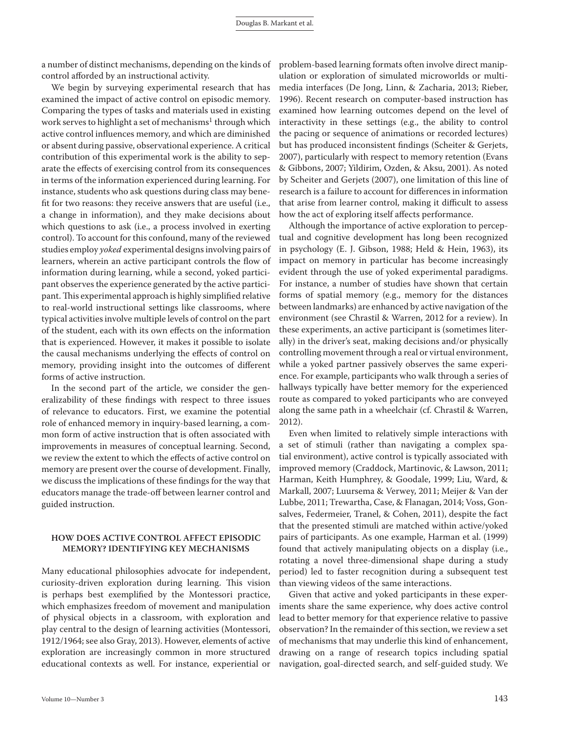a number of distinct mechanisms, depending on the kinds of control afforded by an instructional activity.

We begin by surveying experimental research that has examined the impact of active control on episodic memory. Comparing the types of tasks and materials used in existing work serves to highlight a set of mechanisms[1] through which active control influences memory, and which are diminished or absent during passive, observational experience. A critical contribution of this experimental work is the ability to separate the effects of exercising control from its consequences in terms of the information experienced during learning. For instance, students who ask questions during class may benefit for two reasons: they receive answers that are useful (i.e., a change in information), and they make decisions about which questions to ask (i.e., a process involved in exerting control). To account for this confound, many of the reviewed studies employ *yoked* experimental designs involving pairs of learners, wherein an active participant controls the flow of information during learning, while a second, yoked participant observes the experience generated by the active participant. This experimental approach is highly simplified relative to real-world instructional settings like classrooms, where typical activities involve multiple levels of control on the part of the student, each with its own effects on the information that is experienced. However, it makes it possible to isolate the causal mechanisms underlying the effects of control on memory, providing insight into the outcomes of different forms of active instruction.

In the second part of the article, we consider the generalizability of these findings with respect to three issues of relevance to educators. First, we examine the potential role of enhanced memory in inquiry-based learning, a common form of active instruction that is often associated with improvements in measures of conceptual learning. Second, we review the extent to which the effects of active control on memory are present over the course of development. Finally, we discuss the implications of these findings for the way that educators manage the trade-off between learner control and guided instruction.

## HOW DOES ACTIVE CONTROL AFFECT EPISODIC MEMORY? IDENTIFYING KEY MECHANISMS

Many educational philosophies advocate for independent, curiosity-driven exploration during learning. This vision is perhaps best exemplified by the Montessori practice, which emphasizes freedom of movement and manipulation of physical objects in a classroom, with exploration and play central to the design of learning activities (Montessori, 1912/1964; see also Gray, 2013). However, elements of active exploration are increasingly common in more structured educational contexts as well. For instance, experiential or problem-based learning formats often involve direct manipulation or exploration of simulated microworlds or multimedia interfaces (De Jong, Linn, & Zacharia, 2013; Rieber, 1996). Recent research on computer-based instruction has examined how learning outcomes depend on the level of interactivity in these settings (e.g., the ability to control the pacing or sequence of animations or recorded lectures) but has produced inconsistent findings (Scheiter & Gerjets, 2007), particularly with respect to memory retention (Evans & Gibbons, 2007; Yildirim, Ozden, & Aksu, 2001). As noted by Scheiter and Gerjets (2007), one limitation of this line of research is a failure to account for differences in information that arise from learner control, making it difficult to assess how the act of exploring itself affects performance.

Although the importance of active exploration to perceptual and cognitive development has long been recognized in psychology (E. J. Gibson, 1988; Held & Hein, 1963), its impact on memory in particular has become increasingly evident through the use of yoked experimental paradigms. For instance, a number of studies have shown that certain forms of spatial memory (e.g., memory for the distances between landmarks) are enhanced by active navigation of the environment (see Chrastil & Warren, 2012 for a review). In these experiments, an active participant is (sometimes literally) in the driver's seat, making decisions and/or physically controlling movement through a real or virtual environment, while a yoked partner passively observes the same experience. For example, participants who walk through a series of hallways typically have better memory for the experienced route as compared to yoked participants who are conveyed along the same path in a wheelchair (cf. Chrastil & Warren, 2012).

Even when limited to relatively simple interactions with a set of stimuli (rather than navigating a complex spatial environment), active control is typically associated with improved memory (Craddock, Martinovic, & Lawson, 2011; Harman, Keith Humphrey, & Goodale, 1999; Liu, Ward, & Markall, 2007; Luursema & Verwey, 2011; Meijer & Van der Lubbe, 2011; Trewartha, Case, & Flanagan, 2014; Voss, Gonsalves, Federmeier, Tranel, & Cohen, 2011), despite the fact that the presented stimuli are matched within active/yoked pairs of participants. As one example, Harman et al. (1999) found that actively manipulating objects on a display (i.e., rotating a novel three-dimensional shape during a study period) led to faster recognition during a subsequent test than viewing videos of the same interactions.

Given that active and yoked participants in these experiments share the same experience, why does active control lead to better memory for that experience relative to passive observation? In the remainder of this section, we review a set of mechanisms that may underlie this kind of enhancement, drawing on a range of research topics including spatial navigation, goal-directed search, and self-guided study. We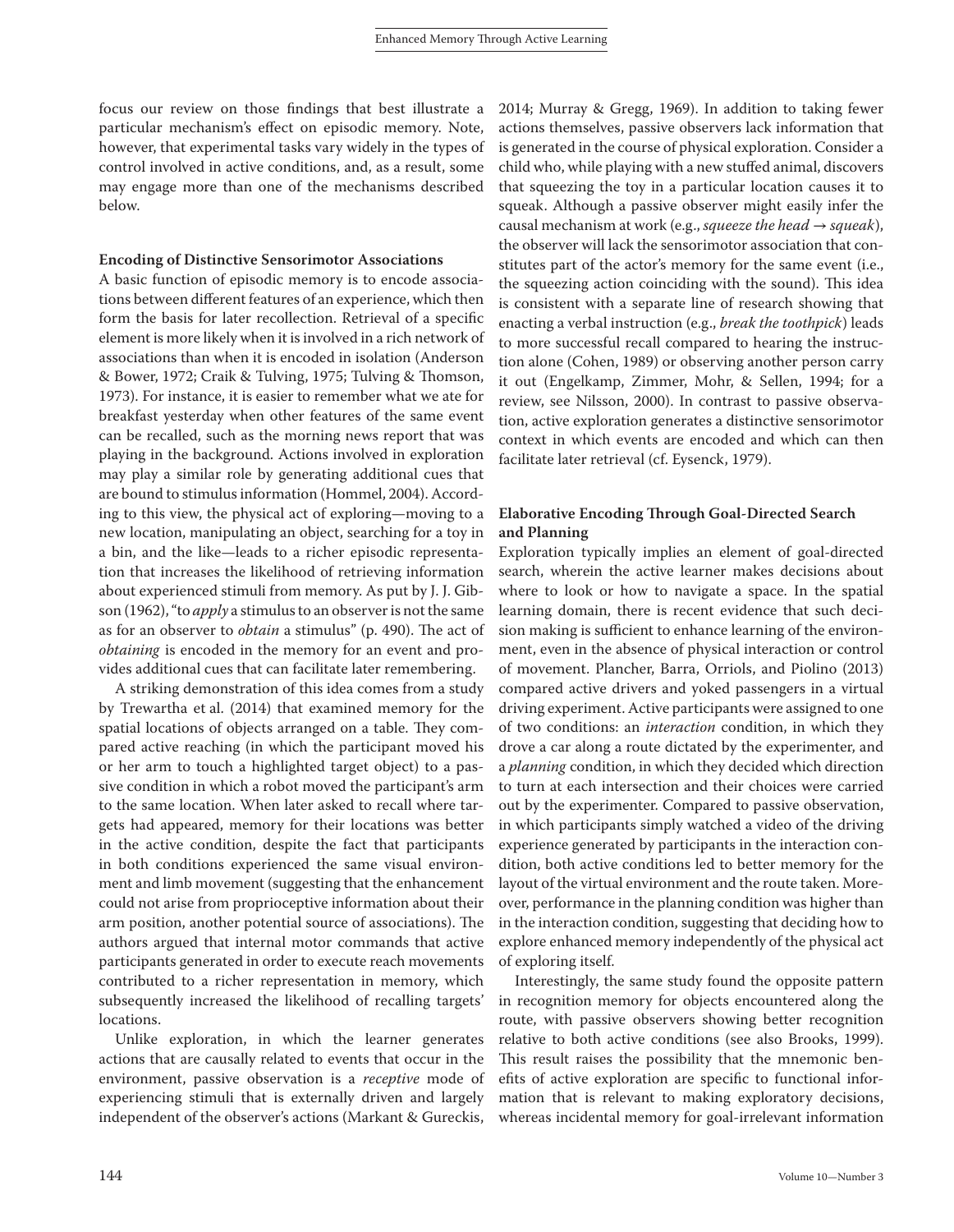focus our review on those findings that best illustrate a particular mechanism's effect on episodic memory. Note, however, that experimental tasks vary widely in the types of control involved in active conditions, and, as a result, some may engage more than one of the mechanisms described below.

**Encoding of Distinctive Sensorimotor Associations**

A basic function of episodic memory is to encode associations between different features of an experience, which then form the basis for later recollection. Retrieval of a specific element is more likely when it is involved in a rich network of associations than when it is encoded in isolation (Anderson & Bower, 1972; Craik & Tulving, 1975; Tulving & Thomson, 1973). For instance, it is easier to remember what we ate for breakfast yesterday when other features of the same event can be recalled, such as the morning news report that was playing in the background. Actions involved in exploration may play a similar role by generating additional cues that are bound to stimulus information (Hommel, 2004). According to this view, the physical act of exploring—moving to a new location, manipulating an object, searching for a toy in a bin, and the like—leads to a richer episodic representation that increases the likelihood of retrieving information about experienced stimuli from memory. As put by J. J. Gibson (1962), "to *apply* a stimulus to an observer is not the same as for an observer to *obtain* a stimulus" (p. 490). The act of *obtaining* is encoded in the memory for an event and provides additional cues that can facilitate later remembering.

A striking demonstration of this idea comes from a study by Trewartha et al. (2014) that examined memory for the spatial locations of objects arranged on a table. They compared active reaching (in which the participant moved his or her arm to touch a highlighted target object) to a passive condition in which a robot moved the participant's arm to the same location. When later asked to recall where targets had appeared, memory for their locations was better in the active condition, despite the fact that participants in both conditions experienced the same visual environment and limb movement (suggesting that the enhancement could not arise from proprioceptive information about their arm position, another potential source of associations). The authors argued that internal motor commands that active participants generated in order to execute reach movements contributed to a richer representation in memory, which subsequently increased the likelihood of recalling targets' locations.

Unlike exploration, in which the learner generates actions that are causally related to events that occur in the environment, passive observation is a *receptive* mode of experiencing stimuli that is externally driven and largely independent of the observer's actions (Markant & Gureckis, 2014; Murray & Gregg, 1969). In addition to taking fewer actions themselves, passive observers lack information that is generated in the course of physical exploration. Consider a child who, while playing with a new stuffed animal, discovers that squeezing the toy in a particular location causes it to squeak. Although a passive observer might easily infer the causal mechanism at work (e.g., *squeeze the head → squeak*), the observer will lack the sensorimotor association that constitutes part of the actor's memory for the same event (i.e., the squeezing action coinciding with the sound). This idea is consistent with a separate line of research showing that enacting a verbal instruction (e.g., *break the toothpick*) leads to more successful recall compared to hearing the instruction alone (Cohen, 1989) or observing another person carry it out (Engelkamp, Zimmer, Mohr, & Sellen, 1994; for a review, see Nilsson, 2000). In contrast to passive observation, active exploration generates a distinctive sensorimotor context in which events are encoded and which can then facilitate later retrieval (cf. Eysenck, 1979).

**Elaborative Encoding Through Goal-Directed Search and Planning**

Exploration typically implies an element of goal-directed search, wherein the active learner makes decisions about where to look or how to navigate a space. In the spatial learning domain, there is recent evidence that such decision making is sufficient to enhance learning of the environment, even in the absence of physical interaction or control of movement. Plancher, Barra, Orriols, and Piolino (2013) compared active drivers and yoked passengers in a virtual driving experiment. Active participants were assigned to one of two conditions: an *interaction* condition, in which they drove a car along a route dictated by the experimenter, and a *planning* condition, in which they decided which direction to turn at each intersection and their choices were carried out by the experimenter. Compared to passive observation, in which participants simply watched a video of the driving experience generated by participants in the interaction condition, both active conditions led to better memory for the layout of the virtual environment and the route taken. Moreover, performance in the planning condition was higher than in the interaction condition, suggesting that deciding how to explore enhanced memory independently of the physical act of exploring itself.

Interestingly, the same study found the opposite pattern in recognition memory for objects encountered along the route, with passive observers showing better recognition relative to both active conditions (see also Brooks, 1999). This result raises the possibility that the mnemonic benefits of active exploration are specific to functional information that is relevant to making exploratory decisions, whereas incidental memory for goal-irrelevant information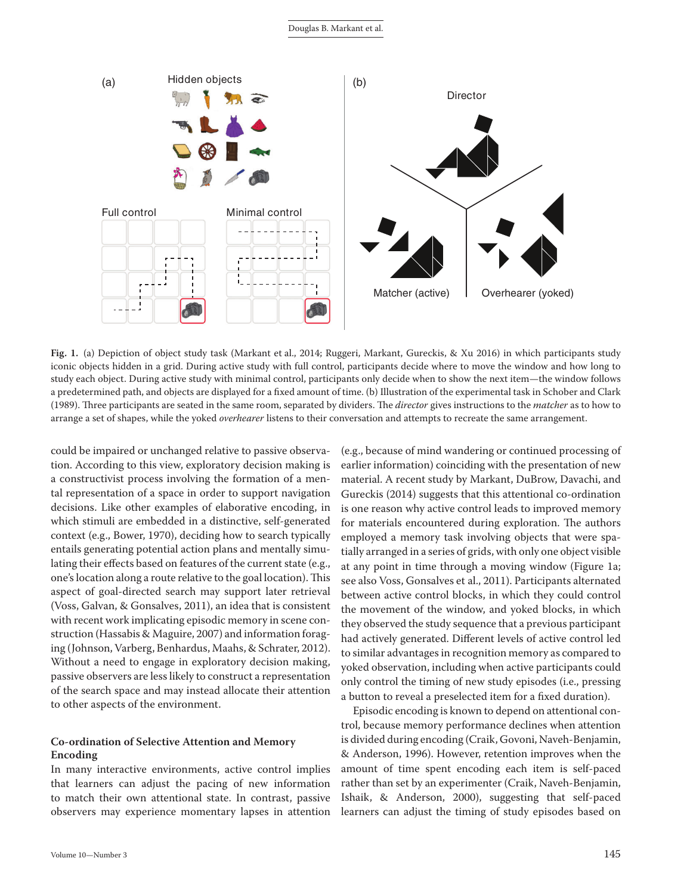**Fig. 1.** (a) Depiction of object study task (Markant et al., 2014; Ruggeri, Markant, Gureckis, & Xu 2016) in which participants study iconic objects hidden in a grid. During active study with full control, participants decide where to move the window and how long to study each object. During active study with minimal control, participants only decide when to show the next item—the window follows a predetermined path, and objects are displayed for a fixed amount of time. (b) Illustration of the experimental task in Schober and Clark (1989). Three participants are seated in the same room, separated by dividers. The *director* gives instructions to the *matcher* as to how to arrange a set of shapes, while the yoked *overhearer* listens to their conversation and attempts to recreate the same arrangement.

could be impaired or unchanged relative to passive observation. According to this view, exploratory decision making is a constructivist process involving the formation of a mental representation of a space in order to support navigation decisions. Like other examples of elaborative encoding, in which stimuli are embedded in a distinctive, self-generated context (e.g., Bower, 1970), deciding how to search typically entails generating potential action plans and mentally simulating their effects based on features of the current state (e.g., one's location along a route relative to the goal location). This aspect of goal-directed search may support later retrieval (Voss, Galvan, & Gonsalves, 2011), an idea that is consistent with recent work implicating episodic memory in scene construction (Hassabis & Maguire, 2007) and information foraging (Johnson, Varberg, Benhardus, Maahs, & Schrater, 2012). Without a need to engage in exploratory decision making, passive observers are less likely to construct a representation of the search space and may instead allocate their attention to other aspects of the environment.

## Co-ordination of Selective Attention and Memory Encoding

In many interactive environments, active control implies that learners can adjust the pacing of new information to match their own attentional state. In contrast, passive observers may experience momentary lapses in attention (e.g., because of mind wandering or continued processing of earlier information) coinciding with the presentation of new material. A recent study by Markant, DuBrow, Davachi, and Gureckis (2014) suggests that this attentional co-ordination is one reason why active control leads to improved memory for materials encountered during exploration. The authors employed a memory task involving objects that were spatially arranged in a series of grids, with only one object visible at any point in time through a moving window (Figure 1a; see also Voss, Gonsalves et al., 2011). Participants alternated between active control blocks, in which they could control the movement of the window, and yoked blocks, in which they observed the study sequence that a previous participant had actively generated. Different levels of active control led to similar advantages in recognition memory as compared to yoked observation, including when active participants could only control the timing of new study episodes (i.e., pressing a button to reveal a preselected item for a fixed duration).

Episodic encoding is known to depend on attentional control, because memory performance declines when attention is divided during encoding (Craik, Govoni, Naveh-Benjamin, & Anderson, 1996). However, retention improves when the amount of time spent encoding each item is self-paced rather than set by an experimenter (Craik, Naveh-Benjamin, Ishaik, & Anderson, 2000), suggesting that self-paced learners can adjust the timing of study episodes based on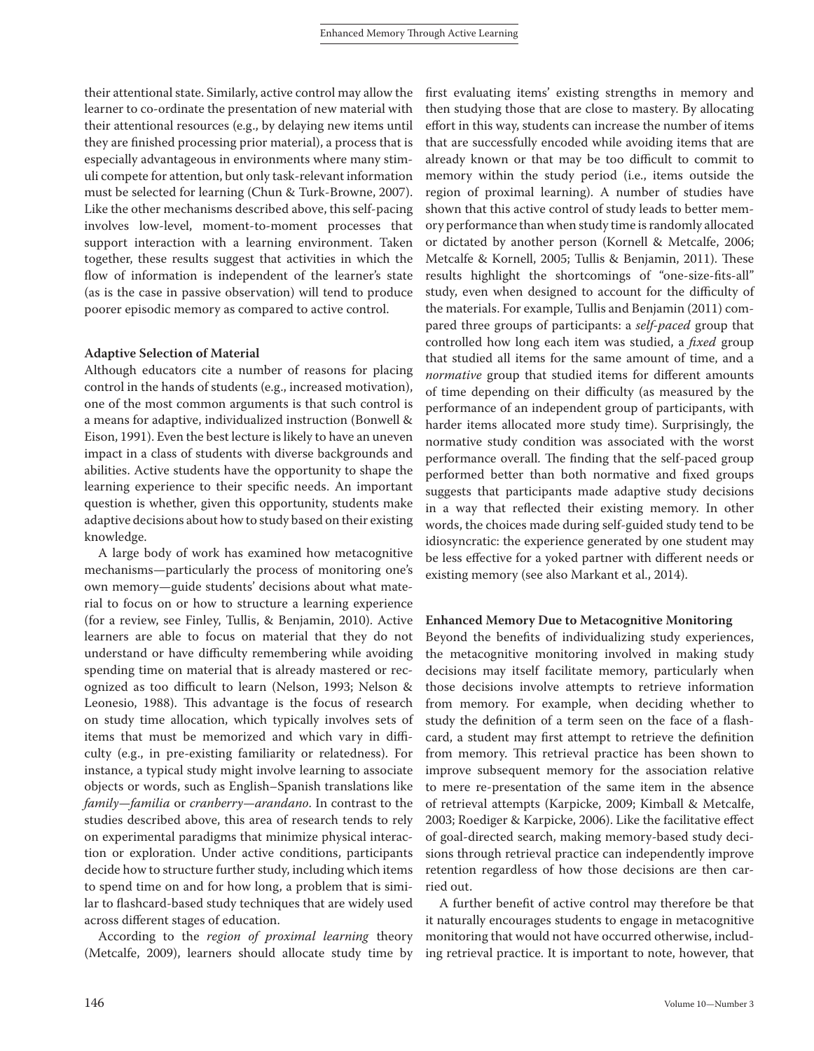their attentional state. Similarly, active control may allow the learner to co-ordinate the presentation of new material with their attentional resources (e.g., by delaying new items until they are finished processing prior material), a process that is especially advantageous in environments where many stimuli compete for attention, but only task-relevant information must be selected for learning (Chun & Turk-Browne, 2007). Like the other mechanisms described above, this self-pacing involves low-level, moment-to-moment processes that support interaction with a learning environment. Taken together, these results suggest that activities in which the flow of information is independent of the learner's state (as is the case in passive observation) will tend to produce poorer episodic memory as compared to active control.

**Adaptive Selection of Material**

Although educators cite a number of reasons for placing control in the hands of students (e.g., increased motivation), one of the most common arguments is that such control is a means for adaptive, individualized instruction (Bonwell & Eison, 1991). Even the best lecture is likely to have an uneven impact in a class of students with diverse backgrounds and abilities. Active students have the opportunity to shape the learning experience to their specific needs. An important question is whether, given this opportunity, students make adaptive decisions about how to study based on their existing knowledge.

A large body of work has examined how metacognitive mechanisms—particularly the process of monitoring one's own memory—guide students' decisions about what material to focus on or how to structure a learning experience (for a review, see Finley, Tullis, & Benjamin, 2010). Active learners are able to focus on material that they do not understand or have difficulty remembering while avoiding spending time on material that is already mastered or recognized as too difficult to learn (Nelson, 1993; Nelson & Leonesio, 1988). This advantage is the focus of research on study time allocation, which typically involves sets of items that must be memorized and which vary in difficulty (e.g., in pre-existing familiarity or relatedness). For instance, a typical study might involve learning to associate objects or words, such as English–Spanish translations like *family—familia* or *cranberry—arandano*. In contrast to the studies described above, this area of research tends to rely on experimental paradigms that minimize physical interaction or exploration. Under active conditions, participants decide how to structure further study, including which items to spend time on and for how long, a problem that is similar to flashcard-based study techniques that are widely used across different stages of education.

According to the *region of proximal learning* theory (Metcalfe, 2009), learners should allocate study time by first evaluating items' existing strengths in memory and then studying those that are close to mastery. By allocating effort in this way, students can increase the number of items that are successfully encoded while avoiding items that are already known or that may be too difficult to commit to memory within the study period (i.e., items outside the region of proximal learning). A number of studies have shown that this active control of study leads to better memory performance than when study time is randomly allocated or dictated by another person (Kornell & Metcalfe, 2006; Metcalfe & Kornell, 2005; Tullis & Benjamin, 2011). These results highlight the shortcomings of "one-size-fits-all" study, even when designed to account for the difficulty of the materials. For example, Tullis and Benjamin (2011) compared three groups of participants: a *self-paced* group that controlled how long each item was studied, a *fixed* group that studied all items for the same amount of time, and a *normative* group that studied items for different amounts of time depending on their difficulty (as measured by the performance of an independent group of participants, with harder items allocated more study time). Surprisingly, the normative study condition was associated with the worst performance overall. The finding that the self-paced group performed better than both normative and fixed groups suggests that participants made adaptive study decisions in a way that reflected their existing memory. In other words, the choices made during self-guided study tend to be idiosyncratic: the experience generated by one student may be less effective for a yoked partner with different needs or existing memory (see also Markant et al., 2014).

**Enhanced Memory Due to Metacognitive Monitoring**

Beyond the benefits of individualizing study experiences, the metacognitive monitoring involved in making study decisions may itself facilitate memory, particularly when those decisions involve attempts to retrieve information from memory. For example, when deciding whether to study the definition of a term seen on the face of a flashcard, a student may first attempt to retrieve the definition from memory. This retrieval practice has been shown to improve subsequent memory for the association relative to mere re-presentation of the same item in the absence of retrieval attempts (Karpicke, 2009; Kimball & Metcalfe, 2003; Roediger & Karpicke, 2006). Like the facilitative effect of goal-directed search, making memory-based study decisions through retrieval practice can independently improve retention regardless of how those decisions are then carried out.

A further benefit of active control may therefore be that it naturally encourages students to engage in metacognitive monitoring that would not have occurred otherwise, including retrieval practice. It is important to note, however, that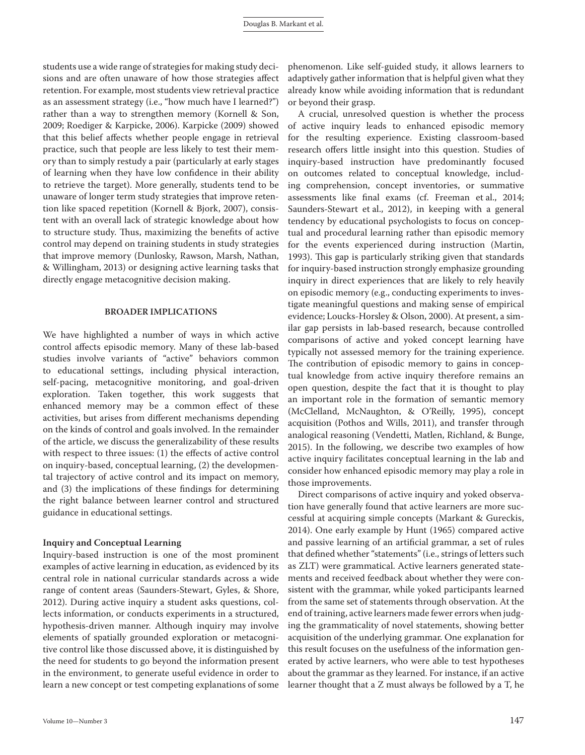students use a wide range of strategies for making study decisions and are often unaware of how those strategies affect retention. For example, most students view retrieval practice as an assessment strategy (i.e., "how much have I learned?") rather than a way to strengthen memory (Kornell & Son, 2009; Roediger & Karpicke, 2006). Karpicke (2009) showed that this belief affects whether people engage in retrieval practice, such that people are less likely to test their memory than to simply restudy a pair (particularly at early stages of learning when they have low confidence in their ability to retrieve the target). More generally, students tend to be unaware of longer term study strategies that improve retention like spaced repetition (Kornell & Bjork, 2007), consistent with an overall lack of strategic knowledge about how to structure study. Thus, maximizing the benefits of active control may depend on training students in study strategies that improve memory (Dunlosky, Rawson, Marsh, Nathan, & Willingham, 2013) or designing active learning tasks that directly engage metacognitive decision making.

## BROADER IMPLICATIONS

We have highlighted a number of ways in which active control affects episodic memory. Many of these lab-based studies involve variants of "active" behaviors common to educational settings, including physical interaction, self-pacing, metacognitive monitoring, and goal-driven exploration. Taken together, this work suggests that enhanced memory may be a common effect of these activities, but arises from different mechanisms depending on the kinds of control and goals involved. In the remainder of the article, we discuss the generalizability of these results with respect to three issues: (1) the effects of active control on inquiry-based, conceptual learning, (2) the developmental trajectory of active control and its impact on memory, and (3) the implications of these findings for determining the right balance between learner control and structured guidance in educational settings.

### Inquiry and Conceptual Learning

Inquiry-based instruction is one of the most prominent examples of active learning in education, as evidenced by its central role in national curricular standards across a wide range of content areas (Saunders-Stewart, Gyles, & Shore, 2012). During active inquiry a student asks questions, collects information, or conducts experiments in a structured, hypothesis-driven manner. Although inquiry may involve elements of spatially grounded exploration or metacognitive control like those discussed above, it is distinguished by the need for students to go beyond the information present in the environment, to generate useful evidence in order to learn a new concept or test competing explanations of some phenomenon. Like self-guided study, it allows learners to adaptively gather information that is helpful given what they already know while avoiding information that is redundant or beyond their grasp.

A crucial, unresolved question is whether the process of active inquiry leads to enhanced episodic memory for the resulting experience. Existing classroom-based research offers little insight into this question. Studies of inquiry-based instruction have predominantly focused on outcomes related to conceptual knowledge, including comprehension, concept inventories, or summative assessments like final exams (cf. Freeman et al., 2014; Saunders-Stewart et al., 2012), in keeping with a general tendency by educational psychologists to focus on conceptual and procedural learning rather than episodic memory for the events experienced during instruction (Martin, 1993). This gap is particularly striking given that standards for inquiry-based instruction strongly emphasize grounding inquiry in direct experiences that are likely to rely heavily on episodic memory (e.g., conducting experiments to investigate meaningful questions and making sense of empirical evidence; Loucks-Horsley & Olson, 2000). At present, a similar gap persists in lab-based research, because controlled comparisons of active and yoked concept learning have typically not assessed memory for the training experience. The contribution of episodic memory to gains in conceptual knowledge from active inquiry therefore remains an open question, despite the fact that it is thought to play an important role in the formation of semantic memory (McClelland, McNaughton, & O'Reilly, 1995), concept acquisition (Pothos and Wills, 2011), and transfer through analogical reasoning (Vendetti, Matlen, Richland, & Bunge, 2015). In the following, we describe two examples of how active inquiry facilitates conceptual learning in the lab and consider how enhanced episodic memory may play a role in those improvements.

Direct comparisons of active inquiry and yoked observation have generally found that active learners are more successful at acquiring simple concepts (Markant & Gureckis, 2014). One early example by Hunt (1965) compared active and passive learning of an artificial grammar, a set of rules that defined whether "statements" (i.e., strings of letters such as ZLT) were grammatical. Active learners generated statements and received feedback about whether they were consistent with the grammar, while yoked participants learned from the same set of statements through observation. At the end of training, active learners made fewer errors when judging the grammaticality of novel statements, showing better acquisition of the underlying grammar. One explanation for this result focuses on the usefulness of the information generated by active learners, who were able to test hypotheses about the grammar as they learned. For instance, if an active learner thought that a Z must always be followed by a T, he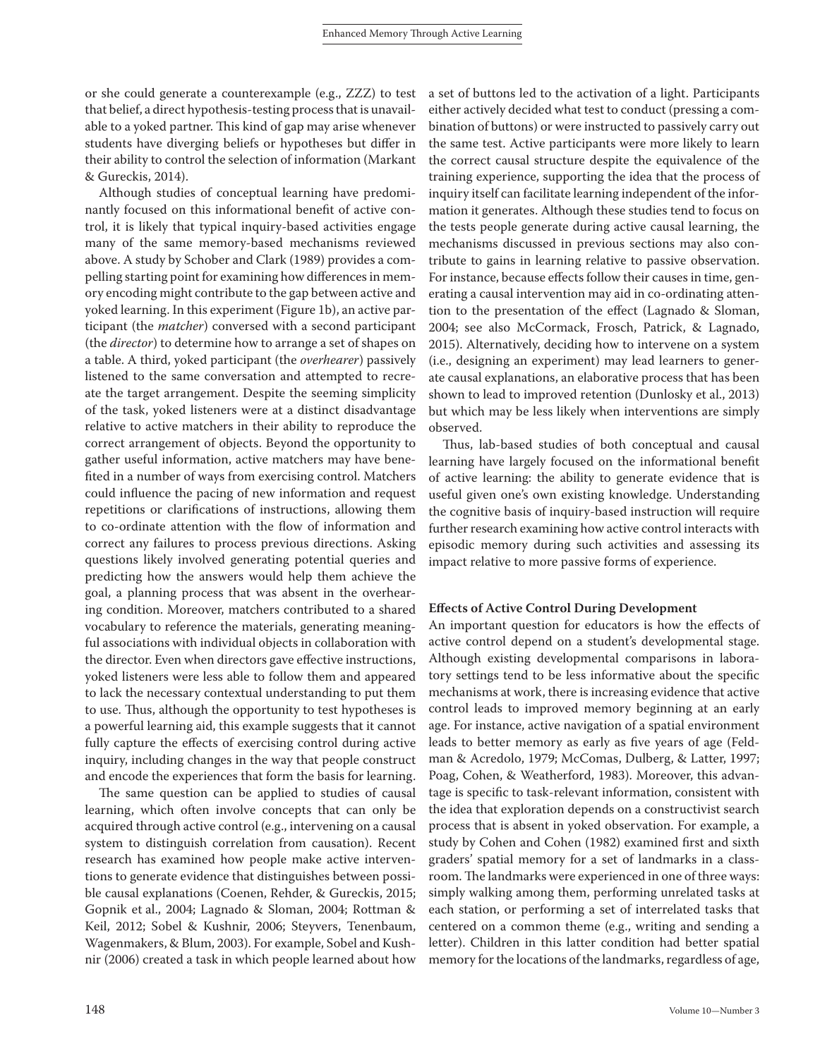or she could generate a counterexample (e.g., ZZZ) to test that belief, a direct hypothesis-testing process that is unavailable to a yoked partner. This kind of gap may arise whenever students have diverging beliefs or hypotheses but differ in their ability to control the selection of information (Markant & Gureckis, 2014).

Although studies of conceptual learning have predominantly focused on this informational benefit of active control, it is likely that typical inquiry-based activities engage many of the same memory-based mechanisms reviewed above. A study by Schober and Clark (1989) provides a compelling starting point for examining how differences in memory encoding might contribute to the gap between active and yoked learning. In this experiment (Figure 1b), an active participant (the *matcher*) conversed with a second participant (the *director*) to determine how to arrange a set of shapes on a table. A third, yoked participant (the *overhearer*) passively listened to the same conversation and attempted to recreate the target arrangement. Despite the seeming simplicity of the task, yoked listeners were at a distinct disadvantage relative to active matchers in their ability to reproduce the correct arrangement of objects. Beyond the opportunity to gather useful information, active matchers may have benefited in a number of ways from exercising control. Matchers could influence the pacing of new information and request repetitions or clarifications of instructions, allowing them to co-ordinate attention with the flow of information and correct any failures to process previous directions. Asking questions likely involved generating potential queries and predicting how the answers would help them achieve the goal, a planning process that was absent in the overhearing condition. Moreover, matchers contributed to a shared vocabulary to reference the materials, generating meaningful associations with individual objects in collaboration with the director. Even when directors gave effective instructions, yoked listeners were less able to follow them and appeared to lack the necessary contextual understanding to put them to use. Thus, although the opportunity to test hypotheses is a powerful learning aid, this example suggests that it cannot fully capture the effects of exercising control during active inquiry, including changes in the way that people construct and encode the experiences that form the basis for learning.

The same question can be applied to studies of causal learning, which often involve concepts that can only be acquired through active control (e.g., intervening on a causal system to distinguish correlation from causation). Recent research has examined how people make active interventions to generate evidence that distinguishes between possible causal explanations (Coenen, Rehder, & Gureckis, 2015; Gopnik et al., 2004; Lagnado & Sloman, 2004; Rottman & Keil, 2012; Sobel & Kushnir, 2006; Steyvers, Tenenbaum, Wagenmakers, & Blum, 2003). For example, Sobel and Kushnir (2006) created a task in which people learned about how a set of buttons led to the activation of a light. Participants either actively decided what test to conduct (pressing a combination of buttons) or were instructed to passively carry out the same test. Active participants were more likely to learn the correct causal structure despite the equivalence of the training experience, supporting the idea that the process of inquiry itself can facilitate learning independent of the information it generates. Although these studies tend to focus on the tests people generate during active causal learning, the mechanisms discussed in previous sections may also contribute to gains in learning relative to passive observation. For instance, because effects follow their causes in time, generating a causal intervention may aid in co-ordinating attention to the presentation of the effect (Lagnado & Sloman, 2004; see also McCormack, Frosch, Patrick, & Lagnado, 2015). Alternatively, deciding how to intervene on a system (i.e., designing an experiment) may lead learners to generate causal explanations, an elaborative process that has been shown to lead to improved retention (Dunlosky et al., 2013) but which may be less likely when interventions are simply observed.

Thus, lab-based studies of both conceptual and causal learning have largely focused on the informational benefit of active learning: the ability to generate evidence that is useful given one's own existing knowledge. Understanding the cognitive basis of inquiry-based instruction will require further research examining how active control interacts with episodic memory during such activities and assessing its impact relative to more passive forms of experience.

### Effects of Active Control During Development

An important question for educators is how the effects of active control depend on a student's developmental stage. Although existing developmental comparisons in laboratory settings tend to be less informative about the specific mechanisms at work, there is increasing evidence that active control leads to improved memory beginning at an early age. For instance, active navigation of a spatial environment leads to better memory as early as five years of age (Feldman & Acredolo, 1979; McComas, Dulberg, & Latter, 1997; Poag, Cohen, & Weatherford, 1983). Moreover, this advantage is specific to task-relevant information, consistent with the idea that exploration depends on a constructivist search process that is absent in yoked observation. For example, a study by Cohen and Cohen (1982) examined first and sixth graders' spatial memory for a set of landmarks in a classroom. The landmarks were experienced in one of three ways: simply walking among them, performing unrelated tasks at each station, or performing a set of interrelated tasks that centered on a common theme (e.g., writing and sending a letter). Children in this latter condition had better spatial memory for the locations of the landmarks, regardless of age,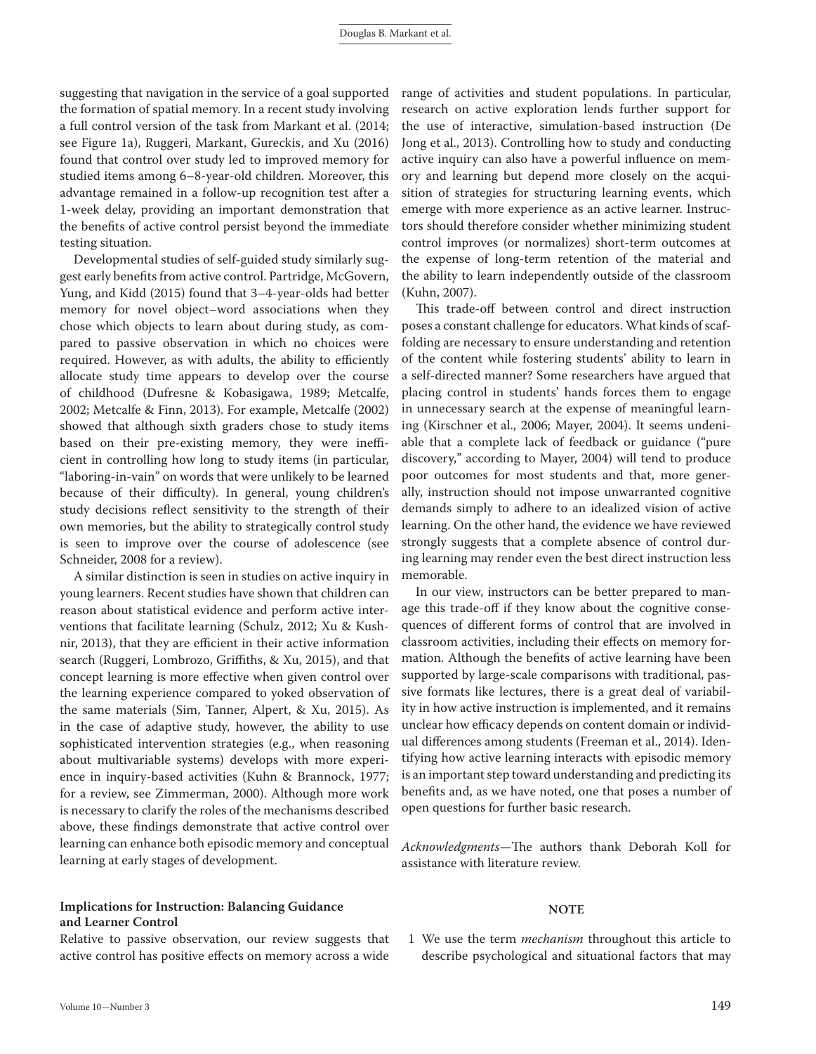suggesting that navigation in the service of a goal supported the formation of spatial memory. In a recent study involving a full control version of the task from Markant et al. (2014; see Figure 1a), Ruggeri, Markant, Gureckis, and Xu (2016) found that control over study led to improved memory for studied items among 6–8-year-old children. Moreover, this advantage remained in a follow-up recognition test after a 1-week delay, providing an important demonstration that the benefits of active control persist beyond the immediate testing situation.

Developmental studies of self-guided study similarly suggest early benefits from active control. Partridge, McGovern, Yung, and Kidd (2015) found that 3–4-year-olds had better memory for novel object–word associations when they chose which objects to learn about during study, as compared to passive observation in which no choices were required. However, as with adults, the ability to efficiently allocate study time appears to develop over the course of childhood (Dufresne & Kobasigawa, 1989; Metcalfe, 2002; Metcalfe & Finn, 2013). For example, Metcalfe (2002) showed that although sixth graders chose to study items based on their pre-existing memory, they were inefficient in controlling how long to study items (in particular, "laboring-in-vain" on words that were unlikely to be learned because of their difficulty). In general, young children's study decisions reflect sensitivity to the strength of their own memories, but the ability to strategically control study is seen to improve over the course of adolescence (see Schneider, 2008 for a review).

A similar distinction is seen in studies on active inquiry in young learners. Recent studies have shown that children can reason about statistical evidence and perform active interventions that facilitate learning (Schulz, 2012; Xu & Kushnir, 2013), that they are efficient in their active information search (Ruggeri, Lombrozo, Griffiths, & Xu, 2015), and that concept learning is more effective when given control over the learning experience compared to yoked observation of the same materials (Sim, Tanner, Alpert, & Xu, 2015). As in the case of adaptive study, however, the ability to use sophisticated intervention strategies (e.g., when reasoning about multivariable systems) develops with more experience in inquiry-based activities (Kuhn & Brannock, 1977; for a review, see Zimmerman, 2000). Although more work is necessary to clarify the roles of the mechanisms described above, these findings demonstrate that active control over learning can enhance both episodic memory and conceptual learning at early stages of development.

### Implications for Instruction: Balancing Guidance and Learner Control

Relative to passive observation, our review suggests that active control has positive effects on memory across a wide range of activities and student populations. In particular, research on active exploration lends further support for the use of interactive, simulation-based instruction (De Jong et al., 2013). Controlling how to study and conducting active inquiry can also have a powerful influence on memory and learning but depend more closely on the acquisition of strategies for structuring learning events, which emerge with more experience as an active learner. Instructors should therefore consider whether minimizing student control improves (or normalizes) short-term outcomes at the expense of long-term retention of the material and the ability to learn independently outside of the classroom (Kuhn, 2007).

This trade-off between control and direct instruction poses a constant challenge for educators. What kinds of scaffolding are necessary to ensure understanding and retention of the content while fostering students' ability to learn in a self-directed manner? Some researchers have argued that placing control in students' hands forces them to engage in unnecessary search at the expense of meaningful learning (Kirschner et al., 2006; Mayer, 2004). It seems undeniable that a complete lack of feedback or guidance ("pure discovery," according to Mayer, 2004) will tend to produce poor outcomes for most students and that, more generally, instruction should not impose unwarranted cognitive demands simply to adhere to an idealized vision of active learning. On the other hand, the evidence we have reviewed strongly suggests that a complete absence of control during learning may render even the best direct instruction less memorable.

In our view, instructors can be better prepared to manage this trade-off if they know about the cognitive consequences of different forms of control that are involved in classroom activities, including their effects on memory formation. Although the benefits of active learning have been supported by large-scale comparisons with traditional, passive formats like lectures, there is a great deal of variability in how active instruction is implemented, and it remains unclear how efficacy depends on content domain or individual differences among students (Freeman et al., 2014). Identifying how active learning interacts with episodic memory is an important step toward understanding and predicting its benefits and, as we have noted, one that poses a number of open questions for further basic research.

*Acknowledgments*—The authors thank Deborah Koll for assistance with literature review.

### NOTE

1 We use the term *mechanism* throughout this article to describe psychological and situational factors that may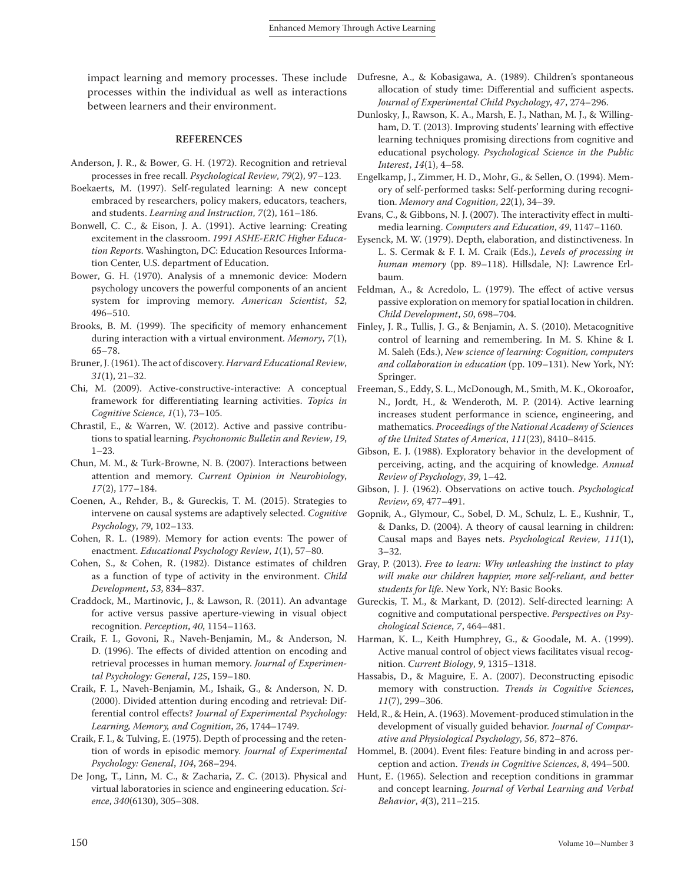impact learning and memory processes. These include processes within the individual as well as interactions between learners and their environment.

## REFERENCES

Anderson, J. R., & Bower, G. H. (1972). Recognition and retrieval processes in free recall. *Psychological Review*, *79*(2), 97–123.

Boekaerts, M. (1997). Self-regulated learning: A new concept embraced by researchers, policy makers, educators, teachers, and students. *Learning and Instruction*, *7*(2), 161–186.

Bonwell, C. C., & Eison, J. A. (1991). Active learning: Creating excitement in the classroom. *1991 ASHE-ERIC Higher Education Reports*. Washington, DC: Education Resources Information Center, U.S. department of Education.

Bower, G. H. (1970). Analysis of a mnemonic device: Modern psychology uncovers the powerful components of an ancient system for improving memory. *American Scientist*, *52*, 496–510.

Brooks, B. M. (1999). The specificity of memory enhancement during interaction with a virtual environment. *Memory*, *7*(1), 65–78.

Bruner, J. (1961). The act of discovery. *Harvard Educational Review*, *31*(1), 21–32.

Chi, M. (2009). Active-constructive-interactive: A conceptual framework for differentiating learning activities. *Topics in Cognitive Science*, *1*(1), 73–105.

Chrastil, E., & Warren, W. (2012). Active and passive contributions to spatial learning. *Psychonomic Bulletin and Review*, *19*, 1–23.

Chun, M. M., & Turk-Browne, N. B. (2007). Interactions between attention and memory. *Current Opinion in Neurobiology*, *17*(2), 177–184.

Coenen, A., Rehder, B., & Gureckis, T. M. (2015). Strategies to intervene on causal systems are adaptively selected. *Cognitive Psychology*, *79*, 102–133.

Cohen, R. L. (1989). Memory for action events: The power of enactment. *Educational Psychology Review*, *1*(1), 57–80.

Cohen, S., & Cohen, R. (1982). Distance estimates of children as a function of type of activity in the environment. *Child Development*, *53*, 834–837.

Craddock, M., Martinovic, J., & Lawson, R. (2011). An advantage for active versus passive aperture-viewing in visual object recognition. *Perception*, *40*, 1154–1163.

Craik, F. I., Govoni, R., Naveh-Benjamin, M., & Anderson, N. D. (1996). The effects of divided attention on encoding and retrieval processes in human memory. *Journal of Experimental Psychology: General*, *125*, 159–180.

Craik, F. I., Naveh-Benjamin, M., Ishaik, G., & Anderson, N. D. (2000). Divided attention during encoding and retrieval: Differential control effects? *Journal of Experimental Psychology: Learning, Memory, and Cognition*, *26*, 1744–1749.

Craik, F. I., & Tulving, E. (1975). Depth of processing and the retention of words in episodic memory. *Journal of Experimental Psychology: General*, *104*, 268–294.

De Jong, T., Linn, M. C., & Zacharia, Z. C. (2013). Physical and virtual laboratories in science and engineering education. *Science*, *340*(6130), 305–308.

Dufresne, A., & Kobasigawa, A. (1989). Children's spontaneous allocation of study time: Differential and sufficient aspects. *Journal of Experimental Child Psychology*, *47*, 274–296.

Dunlosky, J., Rawson, K. A., Marsh, E. J., Nathan, M. J., & Willingham, D. T. (2013). Improving students' learning with effective learning techniques promising directions from cognitive and educational psychology. *Psychological Science in the Public Interest*, *14*(1), 4–58.

Engelkamp, J., Zimmer, H. D., Mohr, G., & Sellen, O. (1994). Memory of self-performed tasks: Self-performing during recognition. *Memory and Cognition*, *22*(1), 34–39.

Evans, C., & Gibbons, N. J. (2007). The interactivity effect in multimedia learning. *Computers and Education*, *49*, 1147–1160.

Eysenck, M. W. (1979). Depth, elaboration, and distinctiveness. In L. S. Cermak & F. I. M. Craik (Eds.), *Levels of processing in human memory* (pp. 89–118). Hillsdale, NJ: Lawrence Erlbaum.

Feldman, A., & Acredolo, L. (1979). The effect of active versus passive exploration on memory for spatial location in children. *Child Development*, *50*, 698–704.

Finley, J. R., Tullis, J. G., & Benjamin, A. S. (2010). Metacognitive control of learning and remembering. In M. S. Khine & I. M. Saleh (Eds.), *New science of learning: Cognition, computers and collaboration in education* (pp. 109–131). New York, NY: Springer.

Freeman, S., Eddy, S. L., McDonough, M., Smith, M. K., Okoroafor, N., Jordt, H., & Wenderoth, M. P. (2014). Active learning increases student performance in science, engineering, and mathematics. *Proceedings of the National Academy of Sciences of the United States of America*, *111*(23), 8410–8415.

Gibson, E. J. (1988). Exploratory behavior in the development of perceiving, acting, and the acquiring of knowledge. *Annual Review of Psychology*, *39*, 1–42.

Gibson, J. J. (1962). Observations on active touch. *Psychological Review*, *69*, 477–491.

Gopnik, A., Glymour, C., Sobel, D. M., Schulz, L. E., Kushnir, T., & Danks, D. (2004). A theory of causal learning in children: Causal maps and Bayes nets. *Psychological Review*, *111*(1), 3–32.

Gray, P. (2013). *Free to learn: Why unleashing the instinct to play will make our children happier, more self-reliant, and better students for life*. New York, NY: Basic Books.

Gureckis, T. M., & Markant, D. (2012). Self-directed learning: A cognitive and computational perspective. *Perspectives on Psychological Science*, *7*, 464–481.

Harman, K. L., Keith Humphrey, G., & Goodale, M. A. (1999). Active manual control of object views facilitates visual recognition. *Current Biology*, *9*, 1315–1318.

Hassabis, D., & Maguire, E. A. (2007). Deconstructing episodic memory with construction. *Trends in Cognitive Sciences*, *11*(7), 299–306.

Held, R., & Hein, A. (1963). Movement-produced stimulation in the development of visually guided behavior. *Journal of Comparative and Physiological Psychology*, *56*, 872–876.

Hommel, B. (2004). Event files: Feature binding in and across perception and action. *Trends in Cognitive Sciences*, *8*, 494–500.

Hunt, E. (1965). Selection and reception conditions in grammar and concept learning. *Journal of Verbal Learning and Verbal Behavior*, *4*(3), 211–215.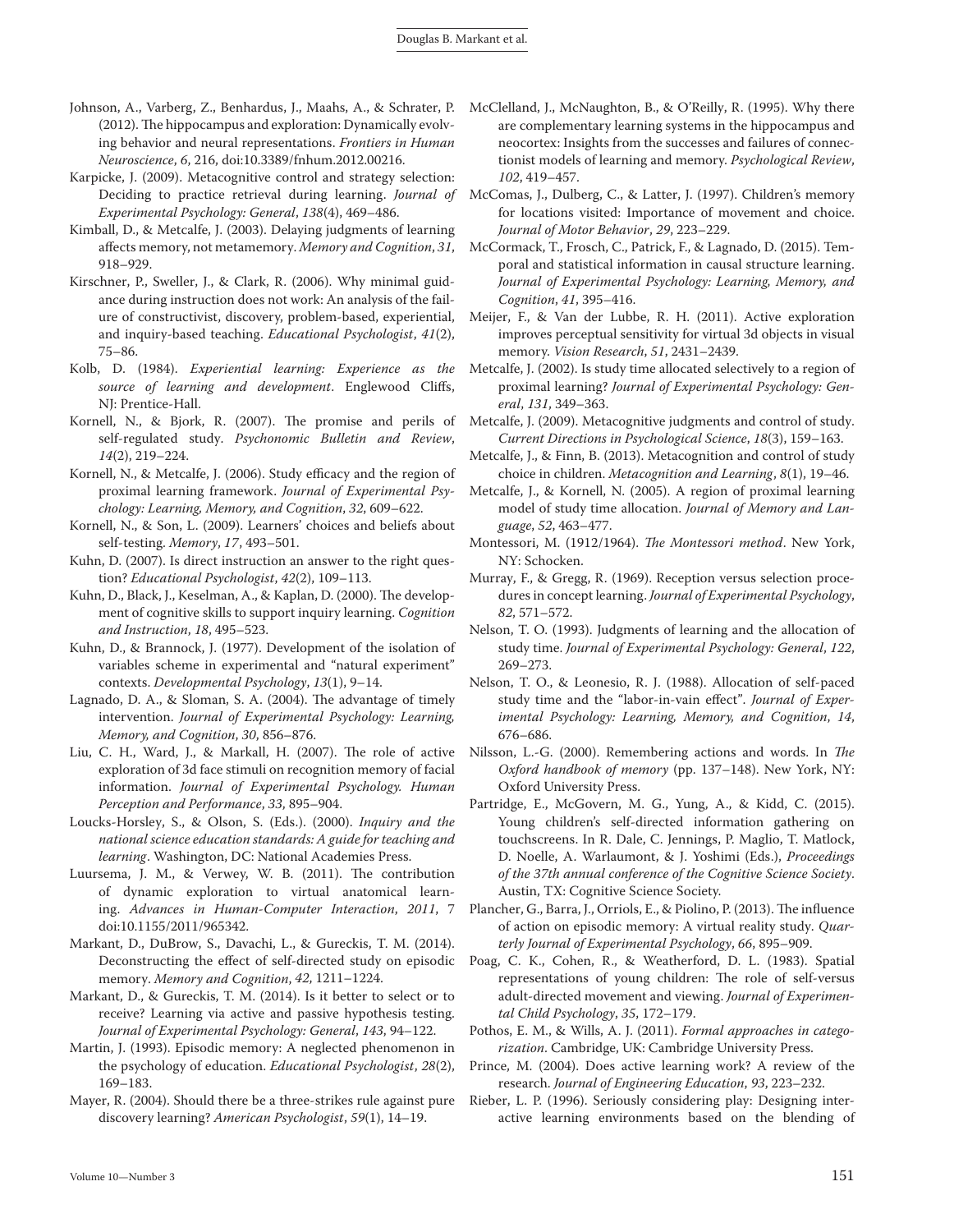Johnson, A., Varberg, Z., Benhardus, J., Maahs, A., & Schrater, P. (2012). The hippocampus and exploration: Dynamically evolving behavior and neural representations. *Frontiers in Human Neuroscience*, *6*, 216, doi:10.3389/fnhum.2012.00216.

Karpicke, J. (2009). Metacognitive control and strategy selection: Deciding to practice retrieval during learning. *Journal of Experimental Psychology: General*, *138*(4), 469–486.

Kimball, D., & Metcalfe, J. (2003). Delaying judgments of learning affects memory, not metamemory. *Memory and Cognition*, *31*, 918–929.

Kirschner, P., Sweller, J., & Clark, R. (2006). Why minimal guidance during instruction does not work: An analysis of the failure of constructivist, discovery, problem-based, experiential, and inquiry-based teaching. *Educational Psychologist*, *41*(2), 75–86.

Kolb, D. (1984). *Experiential learning: Experience as the source of learning and development*. Englewood Cliffs, NJ: Prentice-Hall.

Kornell, N., & Bjork, R. (2007). The promise and perils of self-regulated study. *Psychonomic Bulletin and Review*, *14*(2), 219–224.

Kornell, N., & Metcalfe, J. (2006). Study efficacy and the region of proximal learning framework. *Journal of Experimental Psychology: Learning, Memory, and Cognition*, *32*, 609–622.

Kornell, N., & Son, L. (2009). Learners' choices and beliefs about self-testing. *Memory*, *17*, 493–501.

Kuhn, D. (2007). Is direct instruction an answer to the right question? *Educational Psychologist*, *42*(2), 109–113.

Kuhn, D., Black, J., Keselman, A., & Kaplan, D. (2000). The development of cognitive skills to support inquiry learning. *Cognition and Instruction*, *18*, 495–523.

Kuhn, D., & Brannock, J. (1977). Development of the isolation of variables scheme in experimental and "natural experiment" contexts. *Developmental Psychology*, *13*(1), 9–14.

Lagnado, D. A., & Sloman, S. A. (2004). The advantage of timely intervention. *Journal of Experimental Psychology: Learning, Memory, and Cognition*, *30*, 856–876.

Liu, C. H., Ward, J., & Markall, H. (2007). The role of active exploration of 3d face stimuli on recognition memory of facial information. *Journal of Experimental Psychology. Human Perception and Performance*, *33*, 895–904.

Loucks-Horsley, S., & Olson, S. (Eds.). (2000). *Inquiry and the national science education standards: A guide for teaching and learning*. Washington, DC: National Academies Press.

Luursema, J. M., & Verwey, W. B. (2011). The contribution of dynamic exploration to virtual anatomical learning. *Advances in Human-Computer Interaction*, *2011*, 7 doi:10.1155/2011/965342.

Markant, D., DuBrow, S., Davachi, L., & Gureckis, T. M. (2014). Deconstructing the effect of self-directed study on episodic memory. *Memory and Cognition*, *42*, 1211–1224.

Markant, D., & Gureckis, T. M. (2014). Is it better to select or to receive? Learning via active and passive hypothesis testing. *Journal of Experimental Psychology: General*, *143*, 94–122.

Martin, J. (1993). Episodic memory: A neglected phenomenon in the psychology of education. *Educational Psychologist*, *28*(2), 169–183.

Mayer, R. (2004). Should there be a three-strikes rule against pure discovery learning? *American Psychologist*, *59*(1), 14–19.

McClelland, J., McNaughton, B., & O'Reilly, R. (1995). Why there are complementary learning systems in the hippocampus and neocortex: Insights from the successes and failures of connectionist models of learning and memory. *Psychological Review*, *102*, 419–457.

McComas, J., Dulberg, C., & Latter, J. (1997). Children's memory for locations visited: Importance of movement and choice. *Journal of Motor Behavior*, *29*, 223–229.

McCormack, T., Frosch, C., Patrick, F., & Lagnado, D. (2015). Temporal and statistical information in causal structure learning. *Journal of Experimental Psychology: Learning, Memory, and Cognition*, *41*, 395–416.

Meijer, F., & Van der Lubbe, R. H. (2011). Active exploration improves perceptual sensitivity for virtual 3d objects in visual memory. *Vision Research*, *51*, 2431–2439.

Metcalfe, J. (2002). Is study time allocated selectively to a region of proximal learning? *Journal of Experimental Psychology: General*, *131*, 349–363.

Metcalfe, J. (2009). Metacognitive judgments and control of study. *Current Directions in Psychological Science*, *18*(3), 159–163.

Metcalfe, J., & Finn, B. (2013). Metacognition and control of study choice in children. *Metacognition and Learning*, *8*(1), 19–46.

Metcalfe, J., & Kornell, N. (2005). A region of proximal learning model of study time allocation. *Journal of Memory and Language*, *52*, 463–477.

Montessori, M. (1912/1964). *The Montessori method*. New York, NY: Schocken.

Murray, F., & Gregg, R. (1969). Reception versus selection procedures in concept learning. *Journal of Experimental Psychology*, *82*, 571–572.

Nelson, T. O. (1993). Judgments of learning and the allocation of study time. *Journal of Experimental Psychology: General*, *122*, 269–273.

Nelson, T. O., & Leonesio, R. J. (1988). Allocation of self-paced study time and the "labor-in-vain effect". *Journal of Experimental Psychology: Learning, Memory, and Cognition*, *14*, 676–686.

Nilsson, L.-G. (2000). Remembering actions and words. In *The Oxford handbook of memory* (pp. 137–148). New York, NY: Oxford University Press.

Partridge, E., McGovern, M. G., Yung, A., & Kidd, C. (2015). Young children's self-directed information gathering on touchscreens. In R. Dale, C. Jennings, P. Maglio, T. Matlock, D. Noelle, A. Warlaumont, & J. Yoshimi (Eds.), *Proceedings of the 37th annual conference of the Cognitive Science Society*. Austin, TX: Cognitive Science Society.

Plancher, G., Barra, J., Orriols, E., & Piolino, P. (2013). The influence of action on episodic memory: A virtual reality study. *Quarterly Journal of Experimental Psychology*, *66*, 895–909.

Poag, C. K., Cohen, R., & Weatherford, D. L. (1983). Spatial representations of young children: The role of self-versus adult-directed movement and viewing. *Journal of Experimental Child Psychology*, *35*, 172–179.

Pothos, E. M., & Wills, A. J. (2011). *Formal approaches in categorization*. Cambridge, UK: Cambridge University Press.

Prince, M. (2004). Does active learning work? A review of the research. *Journal of Engineering Education*, *93*, 223–232.

Rieber, L. P. (1996). Seriously considering play: Designing interactive learning environments based on the blending of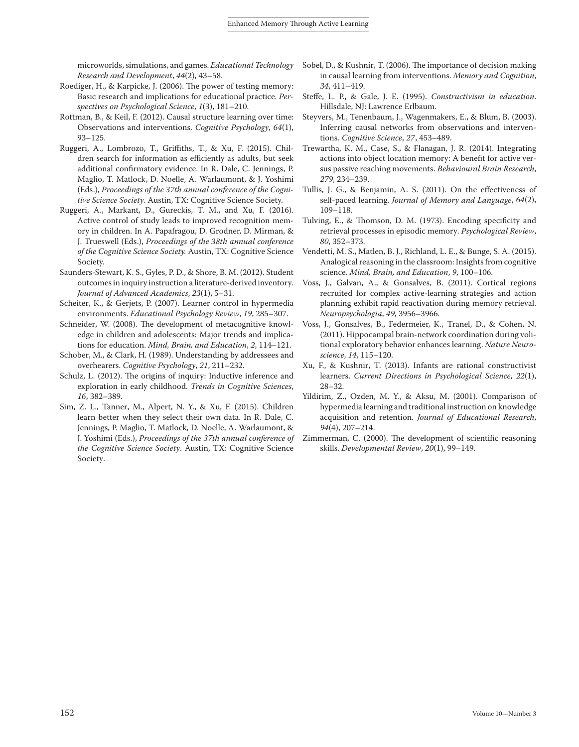microworlds, simulations, and games. *Educational Technology Research and Development*, *44*(2), 43–58.

Roediger, H., & Karpicke, J. (2006). The power of testing memory: Basic research and implications for educational practice. *Perspectives on Psychological Science*, *1*(3), 181–210.

Rottman, B., & Keil, F. (2012). Causal structure learning over time: Observations and interventions. *Cognitive Psychology*, *64*(1), 93–125.

Ruggeri, A., Lombrozo, T., Griffiths, T., & Xu, F. (2015). Children search for information as efficiently as adults, but seek additional confirmatory evidence. In R. Dale, C. Jennings, P. Maglio, T. Matlock, D. Noelle, A. Warlaumont, & J. Yoshimi (Eds.), *Proceedings of the 37th annual conference of the Cognitive Science Society*. Austin, TX: Cognitive Science Society.

Ruggeri, A., Markant, D., Gureckis, T. M., and Xu, F. (2016). Active control of study leads to improved recognition memory in children. In A. Papafragou, D. Grodner, D. Mirman, & J. Trueswell (Eds.), *Proceedings of the 38th annual conference of the Cognitive Science Society.* Austin, TX: Cognitive Science Society.

Saunders-Stewart, K. S., Gyles, P. D., & Shore, B. M. (2012). Student outcomes in inquiry instruction a literature-derived inventory. *Journal of Advanced Academics*, *23*(1), 5–31.

Scheiter, K., & Gerjets, P. (2007). Learner control in hypermedia environments. *Educational Psychology Review*, *19*, 285–307.

Schneider, W. (2008). The development of metacognitive knowledge in children and adolescents: Major trends and implications for education. *Mind, Brain, and Education*, *2*, 114–121.

Schober, M., & Clark, H. (1989). Understanding by addressees and overhearers. *Cognitive Psychology*, *21*, 211–232.

Schulz, L. (2012). The origins of inquiry: Inductive inference and exploration in early childhood. *Trends in Cognitive Sciences*, *16*, 382–389.

Sim, Z. L., Tanner, M., Alpert, N. Y., & Xu, F. (2015). Children learn better when they select their own data. In R. Dale, C. Jennings, P. Maglio, T. Matlock, D. Noelle, A. Warlaumont, & J. Yoshimi (Eds.), *Proceedings of the 37th annual conference of the Cognitive Science Society*. Austin, TX: Cognitive Science Society.

Sobel, D., & Kushnir, T. (2006). The importance of decision making in causal learning from interventions. *Memory and Cognition*, *34*, 411–419.

Steffe, L. P., & Gale, J. E. (1995). *Constructivism in education.* Hillsdale, NJ: Lawrence Erlbaum.

Steyvers, M., Tenenbaum, J., Wagenmakers, E., & Blum, B. (2003). Inferring causal networks from observations and interventions. *Cognitive Science*, *27*, 453–489.

Trewartha, K. M., Case, S., & Flanagan, J. R. (2014). Integrating actions into object location memory: A benefit for active versus passive reaching movements. *Behavioural Brain Research*, *279*, 234–239.

Tullis, J. G., & Benjamin, A. S. (2011). On the effectiveness of self-paced learning. *Journal of Memory and Language*, *64*(2), 109–118.

Tulving, E., & Thomson, D. M. (1973). Encoding specificity and retrieval processes in episodic memory. *Psychological Review*, *80*, 352–373.

Vendetti, M. S., Matlen, B. J., Richland, L. E., & Bunge, S. A. (2015). Analogical reasoning in the classroom: Insights from cognitive science. *Mind, Brain, and Education*, *9*, 100–106.

Voss, J., Galvan, A., & Gonsalves, B. (2011). Cortical regions recruited for complex active-learning strategies and action planning exhibit rapid reactivation during memory retrieval. *Neuropsychologia*, *49*, 3956–3966.

Voss, J., Gonsalves, B., Federmeier, K., Tranel, D., & Cohen, N. (2011). Hippocampal brain-network coordination during volitional exploratory behavior enhances learning. *Nature Neuroscience*, *14*, 115–120.

Xu, F., & Kushnir, T. (2013). Infants are rational constructivist learners. *Current Directions in Psychological Science*, *22*(1), 28–32.

Yildirim, Z., Ozden, M. Y., & Aksu, M. (2001). Comparison of hypermedia learning and traditional instruction on knowledge acquisition and retention. *Journal of Educational Research*, *94*(4), 207–214.

Zimmerman, C. (2000). The development of scientific reasoning skills. *Developmental Review*, *20*(1), 99–149.